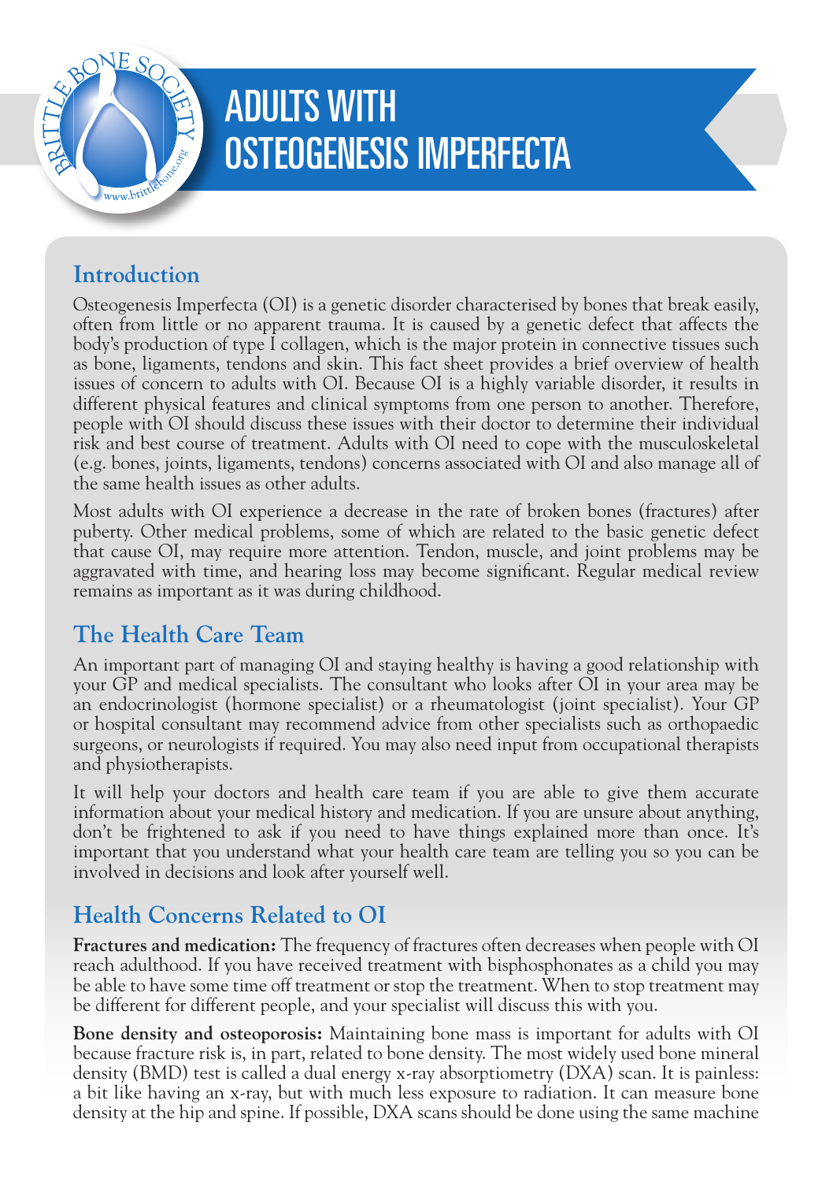# ADULTS WITH OSTEOGENESIS IMPERFECTA

## Introduction

Osteogenesis Imperfecta (OI) is a genetic disorder characterised by bones that break easily, often from little or no apparent trauma. It is caused by a genetic defect that affects the body's production of type I collagen, which is the major protein in connective tissues such as bone, ligaments, tendons and skin. This fact sheet provides a brief overview of health issues of concern to adults with OI. Because OI is a highly variable disorder, it results in different physical features and clinical symptoms from one person to another. Therefore, people with OI should discuss these issues with their doctor to determine their individual risk and best course of treatment. Adults with OI need to cope with the musculoskeletal (e.g. bones, joints, ligaments, tendons) concerns associated with OI and also manage all of the same health issues as other adults.

Most adults with OI experience a decrease in the rate of broken bones (fractures) after puberty. Other medical problems, some of which are related to the basic genetic defect that cause OI, may require more attention. Tendon, muscle, and joint problems may be aggravated with time, and hearing loss may become significant. Regular medical review remains as important as it was during childhood.

## The Health Care Team

An important part of managing OI and staying healthy is having a good relationship with your GP and medical specialists. The consultant who looks after OI in your area may be an endocrinologist (hormone specialist) or a rheumatologist (joint specialist). Your GP or hospital consultant may recommend advice from other specialists such as orthopaedic surgeons, or neurologists if required. You may also need input from occupational therapists and physiotherapists.

It will help your doctors and health care team if you are able to give them accurate information about your medical history and medication. If you are unsure about anything, don't be frightened to ask if you need to have things explained more than once. It's important that you understand what your health care team are telling you so you can be involved in decisions and look after yourself well.

## Health Concerns Related to OI

**Fractures and medication:** The frequency of fractures often decreases when people with OI reach adulthood. If you have received treatment with bisphosphonates as a child you may be able to have some time off treatment or stop the treatment. When to stop treatment may be different for different people, and your specialist will discuss this with you.

**Bone density and osteoporosis:** Maintaining bone mass is important for adults with OI because fracture risk is, in part, related to bone density. The most widely used bone mineral density (BMD) test is called a dual energy x-ray absorptiometry (DXA) scan. It is painless: a bit like having an x-ray, but with much less exposure to radiation. It can measure bone density at the hip and spine. If possible, DXA scans should be done using the same machine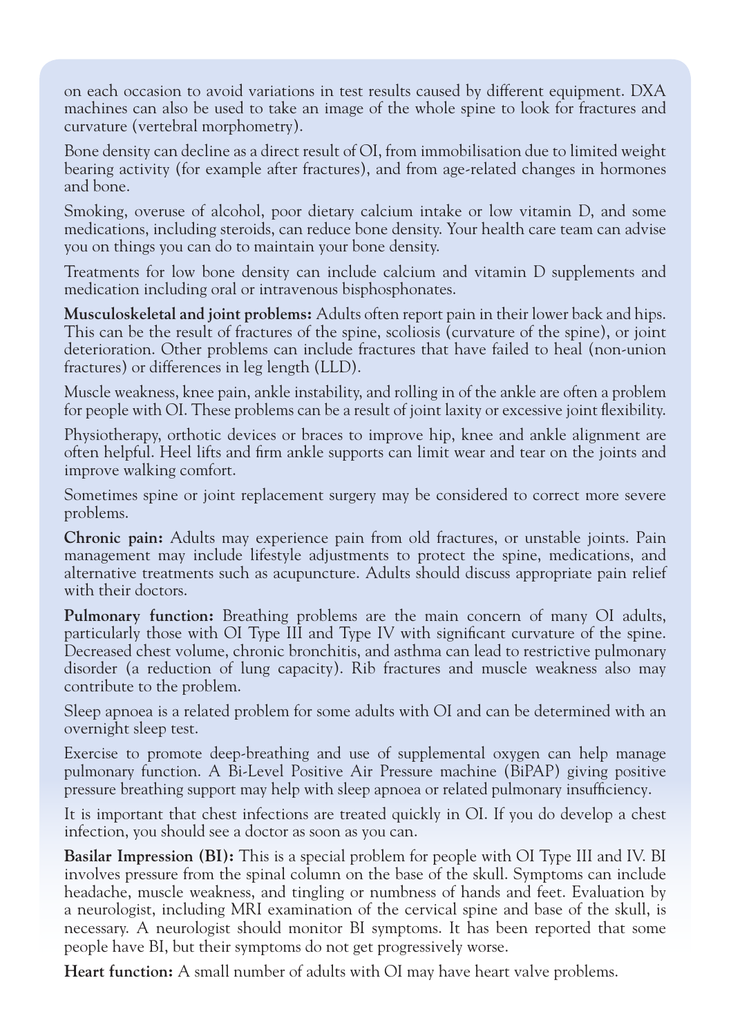on each occasion to avoid variations in test results caused by different equipment. DXA machines can also be used to take an image of the whole spine to look for fractures and curvature (vertebral morphometry).

Bone density can decline as a direct result of OI, from immobilisation due to limited weight bearing activity (for example after fractures), and from age-related changes in hormones and bone.

Smoking, overuse of alcohol, poor dietary calcium intake or low vitamin D, and some medications, including steroids, can reduce bone density. Your health care team can advise you on things you can do to maintain your bone density.

Treatments for low bone density can include calcium and vitamin D supplements and medication including oral or intravenous bisphosphonates.

**Musculoskeletal and joint problems:** Adults often report pain in their lower back and hips. This can be the result of fractures of the spine, scoliosis (curvature of the spine), or joint deterioration. Other problems can include fractures that have failed to heal (non-union fractures) or differences in leg length (LLD).

Muscle weakness, knee pain, ankle instability, and rolling in of the ankle are often a problem for people with OI. These problems can be a result of joint laxity or excessive joint flexibility.

Physiotherapy, orthotic devices or braces to improve hip, knee and ankle alignment are often helpful. Heel lifts and firm ankle supports can limit wear and tear on the joints and improve walking comfort.

Sometimes spine or joint replacement surgery may be considered to correct more severe problems.

**Chronic pain:** Adults may experience pain from old fractures, or unstable joints. Pain management may include lifestyle adjustments to protect the spine, medications, and alternative treatments such as acupuncture. Adults should discuss appropriate pain relief with their doctors.

**Pulmonary function:** Breathing problems are the main concern of many OI adults, particularly those with OI Type III and Type IV with significant curvature of the spine. Decreased chest volume, chronic bronchitis, and asthma can lead to restrictive pulmonary disorder (a reduction of lung capacity). Rib fractures and muscle weakness also may contribute to the problem.

Sleep apnoea is a related problem for some adults with OI and can be determined with an overnight sleep test.

Exercise to promote deep-breathing and use of supplemental oxygen can help manage pulmonary function. A Bi-Level Positive Air Pressure machine (BiPAP) giving positive pressure breathing support may help with sleep apnoea or related pulmonary insufficiency.

It is important that chest infections are treated quickly in OI. If you do develop a chest infection, you should see a doctor as soon as you can.

**Basilar Impression (BI):** This is a special problem for people with OI Type III and IV. BI involves pressure from the spinal column on the base of the skull. Symptoms can include headache, muscle weakness, and tingling or numbness of hands and feet. Evaluation by a neurologist, including MRI examination of the cervical spine and base of the skull, is necessary. A neurologist should monitor BI symptoms. It has been reported that some people have BI, but their symptoms do not get progressively worse.

**Heart function:** A small number of adults with OI may have heart valve problems.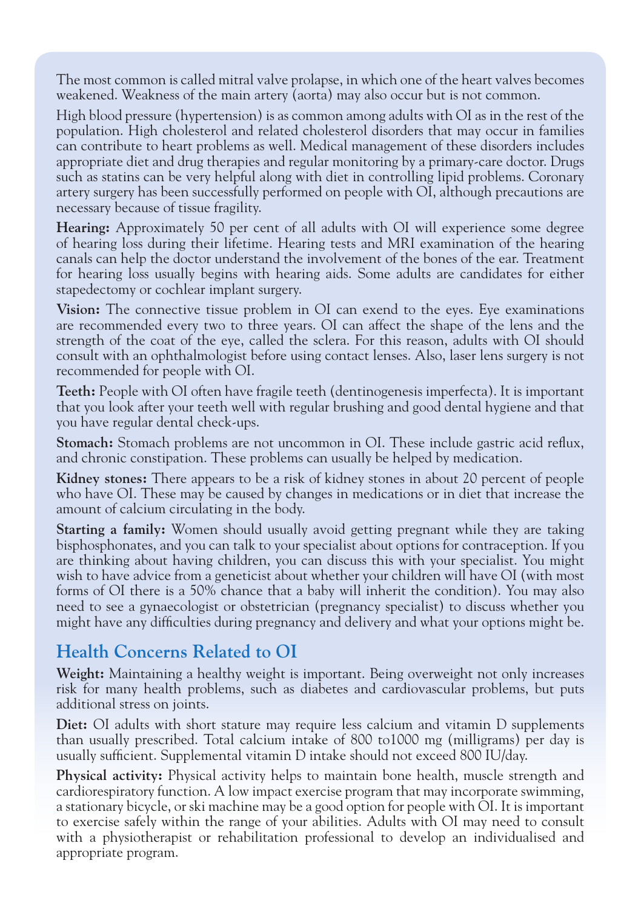The most common is called mitral valve prolapse, in which one of the heart valves becomes weakened. Weakness of the main artery (aorta) may also occur but is not common.

High blood pressure (hypertension) is as common among adults with OI as in the rest of the population. High cholesterol and related cholesterol disorders that may occur in families can contribute to heart problems as well. Medical management of these disorders includes appropriate diet and drug therapies and regular monitoring by a primary-care doctor. Drugs such as statins can be very helpful along with diet in controlling lipid problems. Coronary artery surgery has been successfully performed on people with OI, although precautions are necessary because of tissue fragility.

**Hearing:** Approximately 50 per cent of all adults with OI will experience some degree of hearing loss during their lifetime. Hearing tests and MRI examination of the hearing canals can help the doctor understand the involvement of the bones of the ear. Treatment for hearing loss usually begins with hearing aids. Some adults are candidates for either stapedectomy or cochlear implant surgery.

**Vision:** The connective tissue problem in OI can exend to the eyes. Eye examinations are recommended every two to three years. OI can affect the shape of the lens and the strength of the coat of the eye, called the sclera. For this reason, adults with OI should consult with an ophthalmologist before using contact lenses. Also, laser lens surgery is not recommended for people with OI.

**Teeth:** People with OI often have fragile teeth (dentinogenesis imperfecta). It is important that you look after your teeth well with regular brushing and good dental hygiene and that you have regular dental check-ups.

**Stomach:** Stomach problems are not uncommon in OI. These include gastric acid reflux, and chronic constipation. These problems can usually be helped by medication.

**Kidney stones:** There appears to be a risk of kidney stones in about 20 percent of people who have OI. These may be caused by changes in medications or in diet that increase the amount of calcium circulating in the body.

**Starting a family:** Women should usually avoid getting pregnant while they are taking bisphosphonates, and you can talk to your specialist about options for contraception. If you are thinking about having children, you can discuss this with your specialist. You might wish to have advice from a geneticist about whether your children will have OI (with most forms of OI there is a 50% chance that a baby will inherit the condition). You may also need to see a gynaecologist or obstetrician (pregnancy specialist) to discuss whether you might have any difficulties during pregnancy and delivery and what your options might be.

## Health Concerns Related to OI

**Weight:** Maintaining a healthy weight is important. Being overweight not only increases risk for many health problems, such as diabetes and cardiovascular problems, but puts additional stress on joints.

**Diet:** OI adults with short stature may require less calcium and vitamin D supplements than usually prescribed. Total calcium intake of 800 to1000 mg (milligrams) per day is usually sufficient. Supplemental vitamin D intake should not exceed 800 IU/day.

**Physical activity:** Physical activity helps to maintain bone health, muscle strength and cardiorespiratory function. A low impact exercise program that may incorporate swimming, a stationary bicycle, or ski machine may be a good option for people with OI. It is important to exercise safely within the range of your abilities. Adults with OI may need to consult with a physiotherapist or rehabilitation professional to develop an individualised and appropriate program.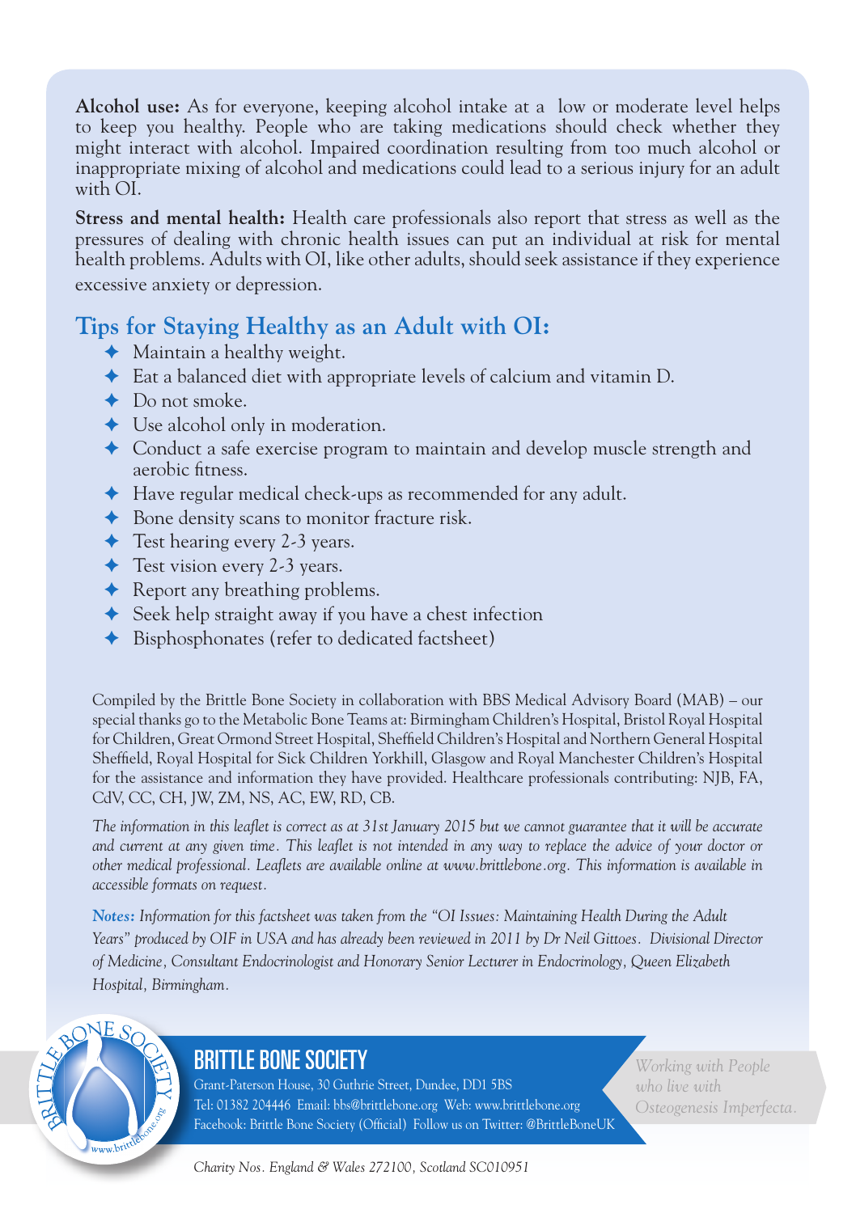**Alcohol use:** As for everyone, keeping alcohol intake at a low or moderate level helps to keep you healthy. People who are taking medications should check whether they might interact with alcohol. Impaired coordination resulting from too much alcohol or inappropriate mixing of alcohol and medications could lead to a serious injury for an adult with OI.

**Stress and mental health:** Health care professionals also report that stress as well as the pressures of dealing with chronic health issues can put an individual at risk for mental health problems. Adults with OI, like other adults, should seek assistance if they experience excessive anxiety or depression.

## Tips for Staying Healthy as an Adult with OI:

- Maintain a healthy weight.
- Eat a balanced diet with appropriate levels of calcium and vitamin D.
- Do not smoke.
- Use alcohol only in moderation.
- Conduct a safe exercise program to maintain and develop muscle strength and aerobic fitness.
- Have regular medical check-ups as recommended for any adult.
- Bone density scans to monitor fracture risk.
- Test hearing every 2-3 years.
- Test vision every 2-3 years.
- Report any breathing problems.
- Seek help straight away if you have a chest infection
- Bisphosphonates (refer to dedicated factsheet)

Compiled by the Brittle Bone Society in collaboration with BBS Medical Advisory Board (MAB) – our special thanks go to the Metabolic Bone Teams at: Birmingham Children's Hospital, Bristol Royal Hospital for Children, Great Ormond Street Hospital, Sheffield Children's Hospital and Northern General Hospital Sheffield, Royal Hospital for Sick Children Yorkhill, Glasgow and Royal Manchester Children's Hospital for the assistance and information they have provided. Healthcare professionals contributing: NJB, FA, CdV, CC, CH, JW, ZM, NS, AC, EW, RD, CB.

*The information in this leaflet is correct as at 31st January 2015 but we cannot guarantee that it will be accurate and current at any given time. This leaflet is not intended in any way to replace the advice of your doctor or other medical professional. Leaflets are available online at www.brittlebone.org. This information is available in accessible formats on request.*

**Notes:** *Information for this factsheet was taken from the "OI Issues: Maintaining Health During the Adult Years" produced by OIF in USA and has already been reviewed in 2011 by Dr Neil Gittoes. Divisional Director of Medicine, Consultant Endocrinologist and Honorary Senior Lecturer in Endocrinology, Queen Elizabeth Hospital, Birmingham.*

**BRITTLE BONE SOCIETY**

Grant-Paterson House, 30 Guthrie Street, Dundee, DD1 5BS
Tel: 01382 204446 Email: bbs@brittlebone.org Web: www.brittlebone.org
Facebook: Brittle Bone Society (Official) Follow us on Twitter: @BrittleBoneUK

*Working with People who live with Osteogenesis Imperfecta.*

*Charity Nos. England & Wales 272100, Scotland SC010951*